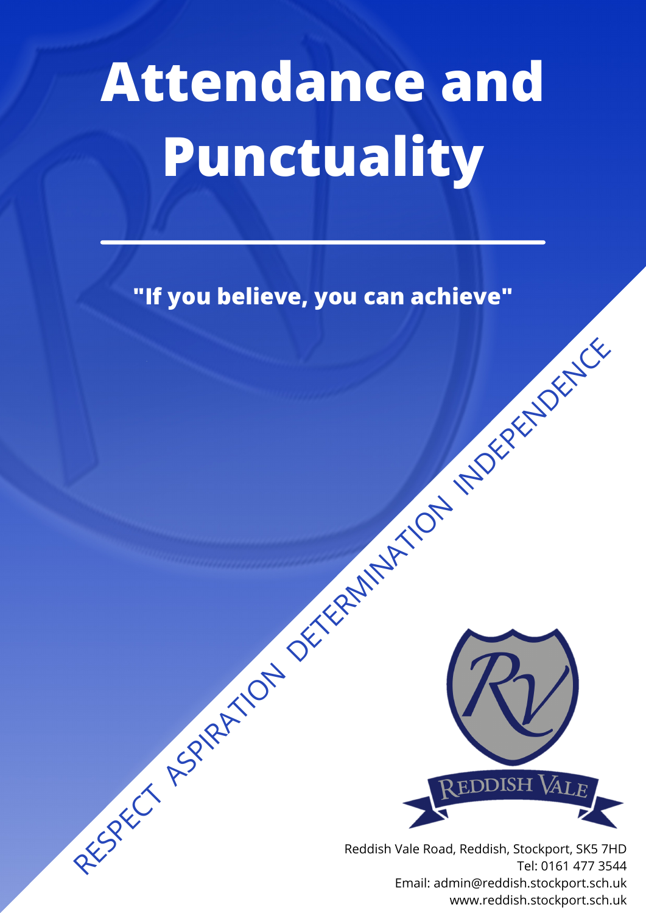# Attendance and Punctuality

**"If you believe, you can achieve"**

RESPECT ASPIRATION DETERMINATION INDEPENDENCE

REDDISH VALE

Reddish Vale Road, Reddish, Stockport, SK5 7HD
Tel: 0161 477 3544
Email: admin@reddish.stockport.sch.uk
www.reddish.stockport.sch.uk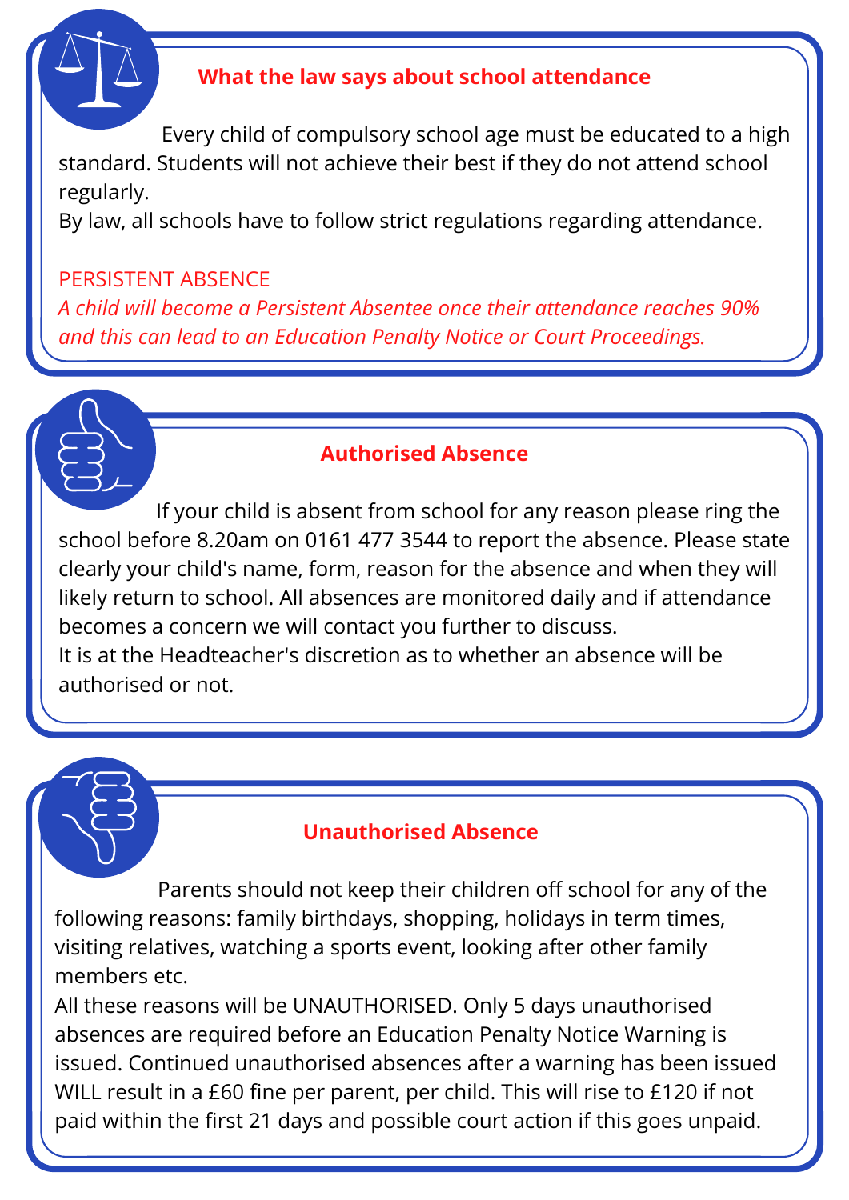## What the law says about school attendance

Every child of compulsory school age must be educated to a high standard. Students will not achieve their best if they do not attend school regularly.
By law, all schools have to follow strict regulations regarding attendance.

PERSISTENT ABSENCE
*A child will become a Persistent Absentee once their attendance reaches 90% and this can lead to an Education Penalty Notice or Court Proceedings.*

## Authorised Absence

If your child is absent from school for any reason please ring the school before 8.20am on 0161 477 3544 to report the absence. Please state clearly your child's name, form, reason for the absence and when they will likely return to school. All absences are monitored daily and if attendance becomes a concern we will contact you further to discuss.
It is at the Headteacher's discretion as to whether an absence will be authorised or not.

## Unauthorised Absence

Parents should not keep their children off school for any of the following reasons: family birthdays, shopping, holidays in term times, visiting relatives, watching a sports event, looking after other family members etc.
All these reasons will be UNAUTHORISED. Only 5 days unauthorised absences are required before an Education Penalty Notice Warning is issued. Continued unauthorised absences after a warning has been issued WILL result in a £60 fine per parent, per child. This will rise to £120 if not paid within the first 21 days and possible court action if this goes unpaid.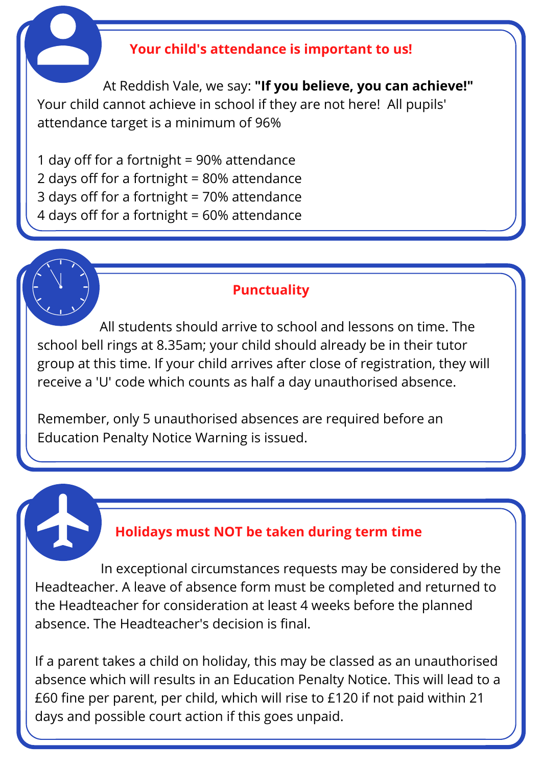## Your child's attendance is important to us!

At Reddish Vale, we say: **"If you believe, you can achieve!"** Your child cannot achieve in school if they are not here! All pupils' attendance target is a minimum of 96%

1 day off for a fortnight = 90% attendance
2 days off for a fortnight = 80% attendance
3 days off for a fortnight = 70% attendance
4 days off for a fortnight = 60% attendance

## Punctuality

All students should arrive to school and lessons on time. The school bell rings at 8.35am; your child should already be in their tutor group at this time. If your child arrives after close of registration, they will receive a 'U' code which counts as half a day unauthorised absence.

Remember, only 5 unauthorised absences are required before an Education Penalty Notice Warning is issued.

## Holidays must NOT be taken during term time

In exceptional circumstances requests may be considered by the Headteacher. A leave of absence form must be completed and returned to the Headteacher for consideration at least 4 weeks before the planned absence. The Headteacher's decision is final.

If a parent takes a child on holiday, this may be classed as an unauthorised absence which will results in an Education Penalty Notice. This will lead to a £60 fine per parent, per child, which will rise to £120 if not paid within 21 days and possible court action if this goes unpaid.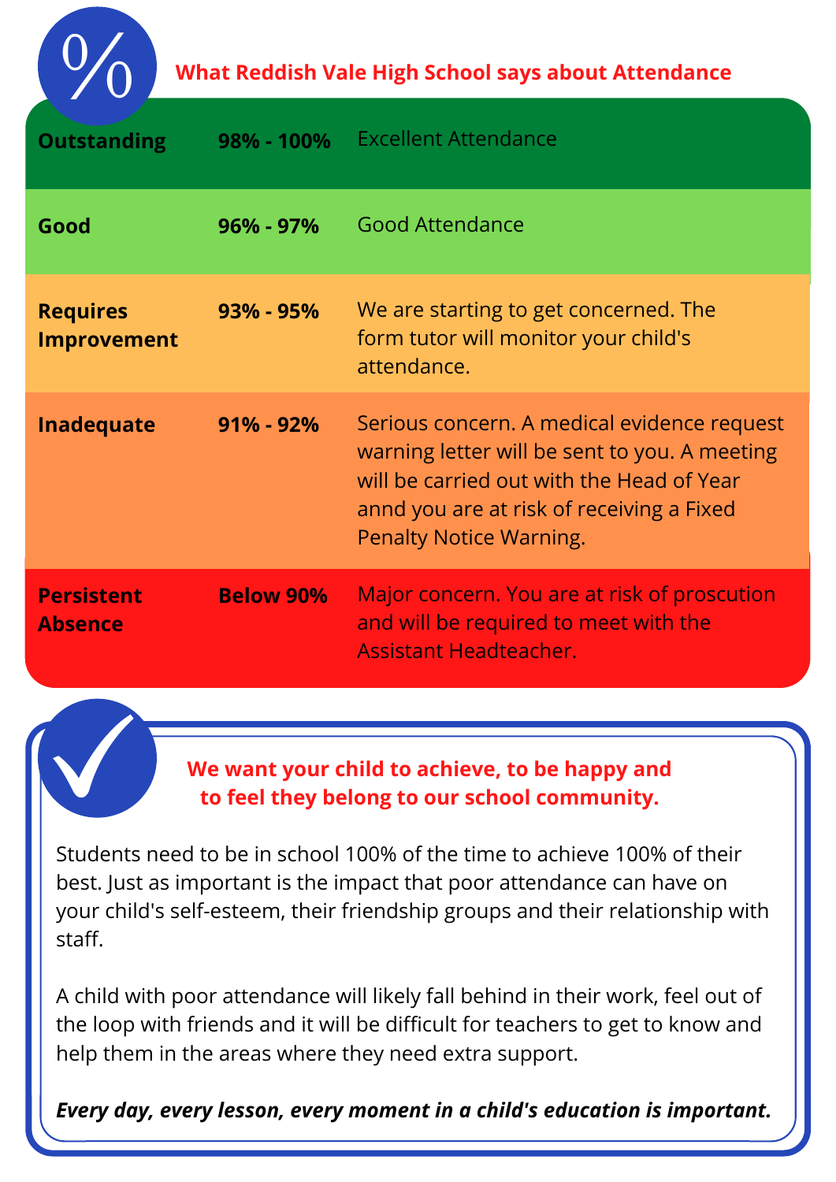## What Reddish Vale High School says about Attendance

| | | |
|---|---|---|
| **Outstanding** | **98% - 100%** | Excellent Attendance |
| **Good** | **96% - 97%** | Good Attendance |
| **Requires Improvement** | **93% - 95%** | We are starting to get concerned. The form tutor will monitor your child's attendance. |
| **Inadequate** | **91% - 92%** | Serious concern. A medical evidence request warning letter will be sent to you. A meeting will be carried out with the Head of Year annd you are at risk of receiving a Fixed Penalty Notice Warning. |
| **Persistent Absence** | **Below 90%** | Major concern. You are at risk of proscution and will be required to meet with the Assistant Headteacher. |

## We want your child to achieve, to be happy and to feel they belong to our school community.

Students need to be in school 100% of the time to achieve 100% of their best. Just as important is the impact that poor attendance can have on your child's self-esteem, their friendship groups and their relationship with staff.

A child with poor attendance will likely fall behind in their work, feel out of the loop with friends and it will be difficult for teachers to get to know and help them in the areas where they need extra support.

***Every day, every lesson, every moment in a child's education is important.***